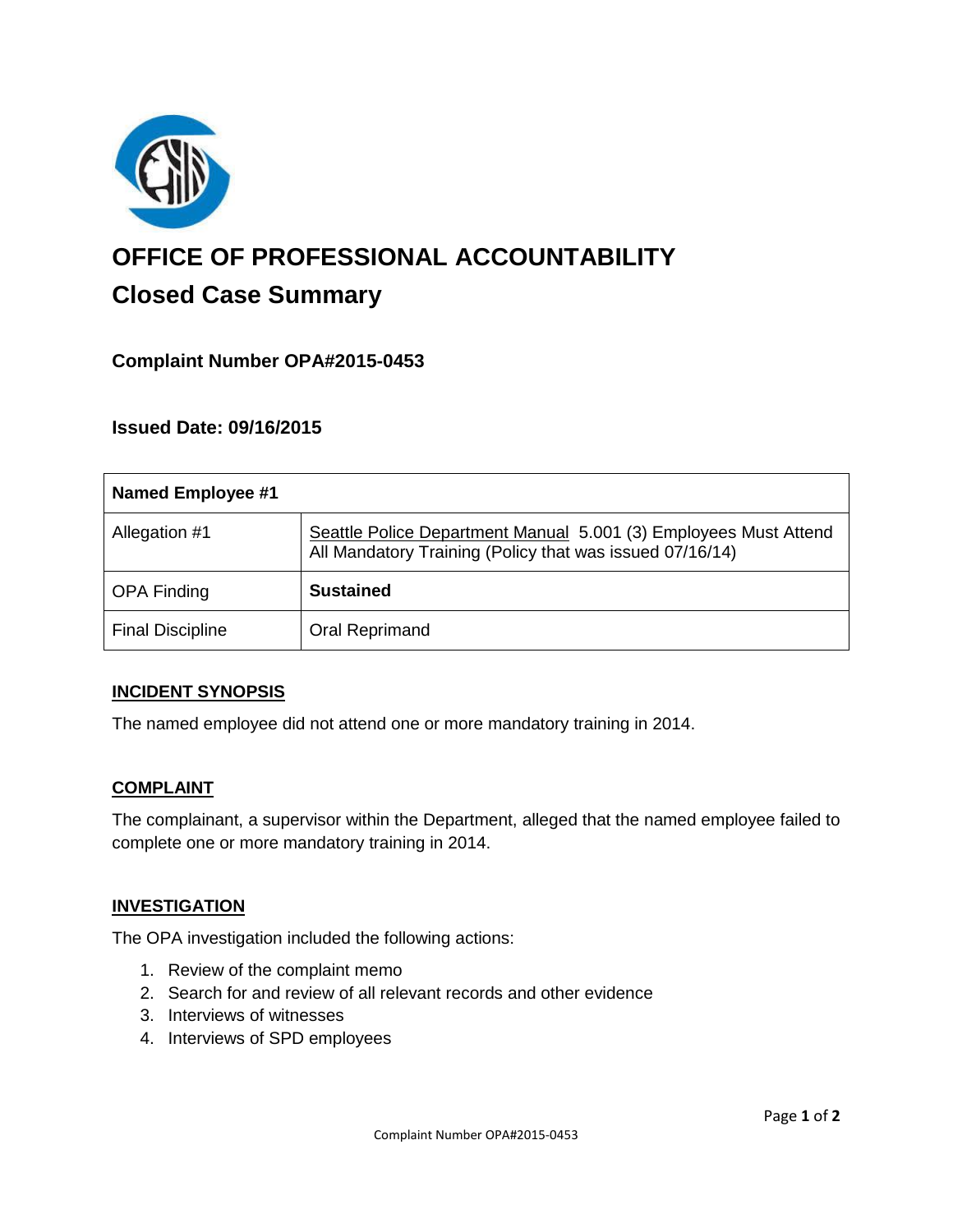# OFFICE OF PROFESSIONAL ACCOUNTABILITY

## Closed Case Summary

### Complaint Number OPA#2015-0453

### Issued Date: 09/16/2015

| Named Employee #1 | |
|---|---|
| Allegation #1 | Seattle Police Department Manual 5.001 (3) Employees Must Attend All Mandatory Training (Policy that was issued 07/16/14) |
| OPA Finding | **Sustained** |
| Final Discipline | Oral Reprimand |

### INCIDENT SYNOPSIS

The named employee did not attend one or more mandatory training in 2014.

### COMPLAINT

The complainant, a supervisor within the Department, alleged that the named employee failed to complete one or more mandatory training in 2014.

### INVESTIGATION

The OPA investigation included the following actions:

1. Review of the complaint memo
2. Search for and review of all relevant records and other evidence
3. Interviews of witnesses
4. Interviews of SPD employees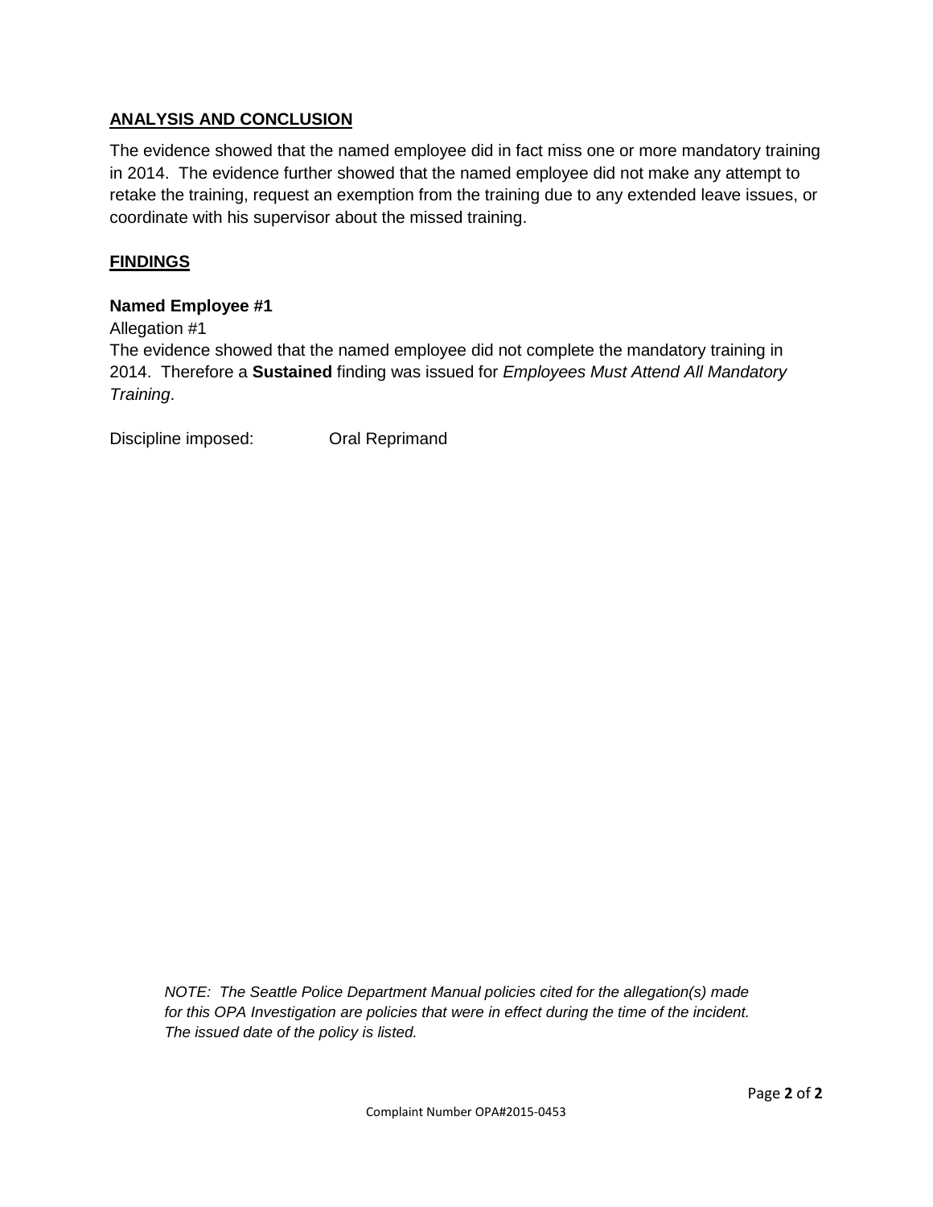## ANALYSIS AND CONCLUSION

The evidence showed that the named employee did in fact miss one or more mandatory training in 2014. The evidence further showed that the named employee did not make any attempt to retake the training, request an exemption from the training due to any extended leave issues, or coordinate with his supervisor about the missed training.

## FINDINGS

**Named Employee #1**

Allegation #1

The evidence showed that the named employee did not complete the mandatory training in 2014. Therefore a **Sustained** finding was issued for *Employees Must Attend All Mandatory Training*.

Discipline imposed: Oral Reprimand

*NOTE: The Seattle Police Department Manual policies cited for the allegation(s) made for this OPA Investigation are policies that were in effect during the time of the incident. The issued date of the policy is listed.*

Complaint Number OPA#2015-0453